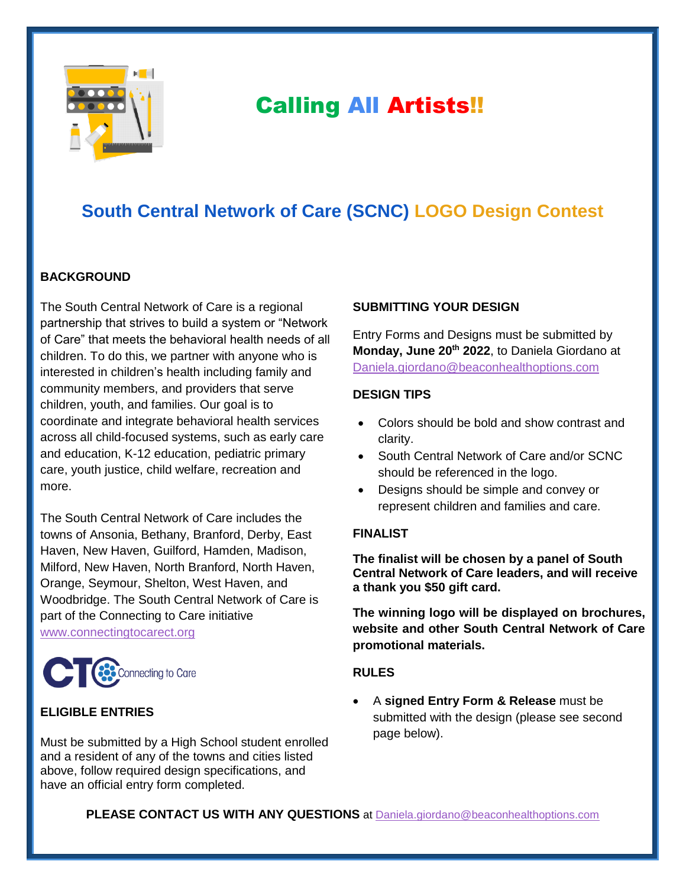# Calling All Artists!!

## South Central Network of Care (SCNC) LOGO Design Contest

### BACKGROUND

The South Central Network of Care is a regional partnership that strives to build a system or "Network of Care" that meets the behavioral health needs of all children. To do this, we partner with anyone who is interested in children's health including family and community members, and providers that serve children, youth, and families. Our goal is to coordinate and integrate behavioral health services across all child-focused systems, such as early care and education, K-12 education, pediatric primary care, youth justice, child welfare, recreation and more.

The South Central Network of Care includes the towns of Ansonia, Bethany, Branford, Derby, East Haven, New Haven, Guilford, Hamden, Madison, Milford, New Haven, North Branford, North Haven, Orange, Seymour, Shelton, West Haven, and Woodbridge. The South Central Network of Care is part of the Connecting to Care initiative www.connectingtocarect.org

CTC Connecting to Care

### ELIGIBLE ENTRIES

Must be submitted by a High School student enrolled and a resident of any of the towns and cities listed above, follow required design specifications, and have an official entry form completed.

### SUBMITTING YOUR DESIGN

Entry Forms and Designs must be submitted by **Monday, June 20th 2022**, to Daniela Giordano at Daniela.giordano@beaconhealthoptions.com

### DESIGN TIPS

- Colors should be bold and show contrast and clarity.
- South Central Network of Care and/or SCNC should be referenced in the logo.
- Designs should be simple and convey or represent children and families and care.

### FINALIST

**The finalist will be chosen by a panel of South Central Network of Care leaders, and will receive a thank you $50 gift card.**

**The winning logo will be displayed on brochures, website and other South Central Network of Care promotional materials.**

### RULES

- A **signed Entry Form & Release** must be submitted with the design (please see second page below).

**PLEASE CONTACT US WITH ANY QUESTIONS** at Daniela.giordano@beaconhealthoptions.com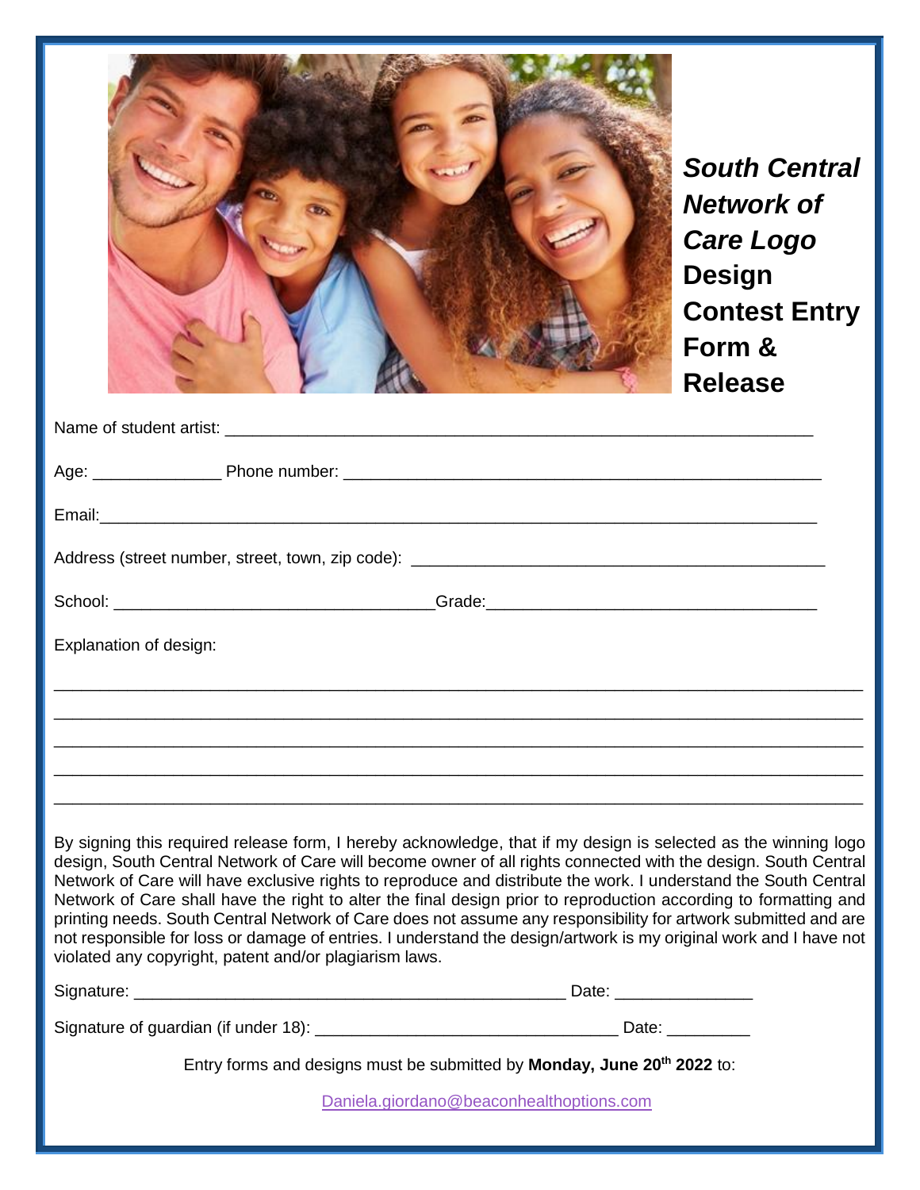# South Central Network of Care Logo Design Contest Entry Form & Release

Name of student artist: ___________________________________________________________________

Age: ______________ Phone number: ________________________________________________

Email:_______________________________________________________________________________

Address (street number, street, town, zip code): ____________________________________________

School: __________________________________Grade:___________________________________

Explanation of design:

_____________________________________________________________________________________

_____________________________________________________________________________________

_____________________________________________________________________________________

_____________________________________________________________________________________

_____________________________________________________________________________________

By signing this required release form, I hereby acknowledge, that if my design is selected as the winning logo design, South Central Network of Care will become owner of all rights connected with the design. South Central Network of Care will have exclusive rights to reproduce and distribute the work. I understand the South Central Network of Care shall have the right to alter the final design prior to reproduction according to formatting and printing needs. South Central Network of Care does not assume any responsibility for artwork submitted and are not responsible for loss or damage of entries. I understand the design/artwork is my original work and I have not violated any copyright, patent and/or plagiarism laws.

Signature: ________________________________________________ Date: _______________

Signature of guardian (if under 18): _________________________________ Date: _________

Entry forms and designs must be submitted by **Monday, June 20th 2022** to:

Daniela.giordano@beaconhealthoptions.com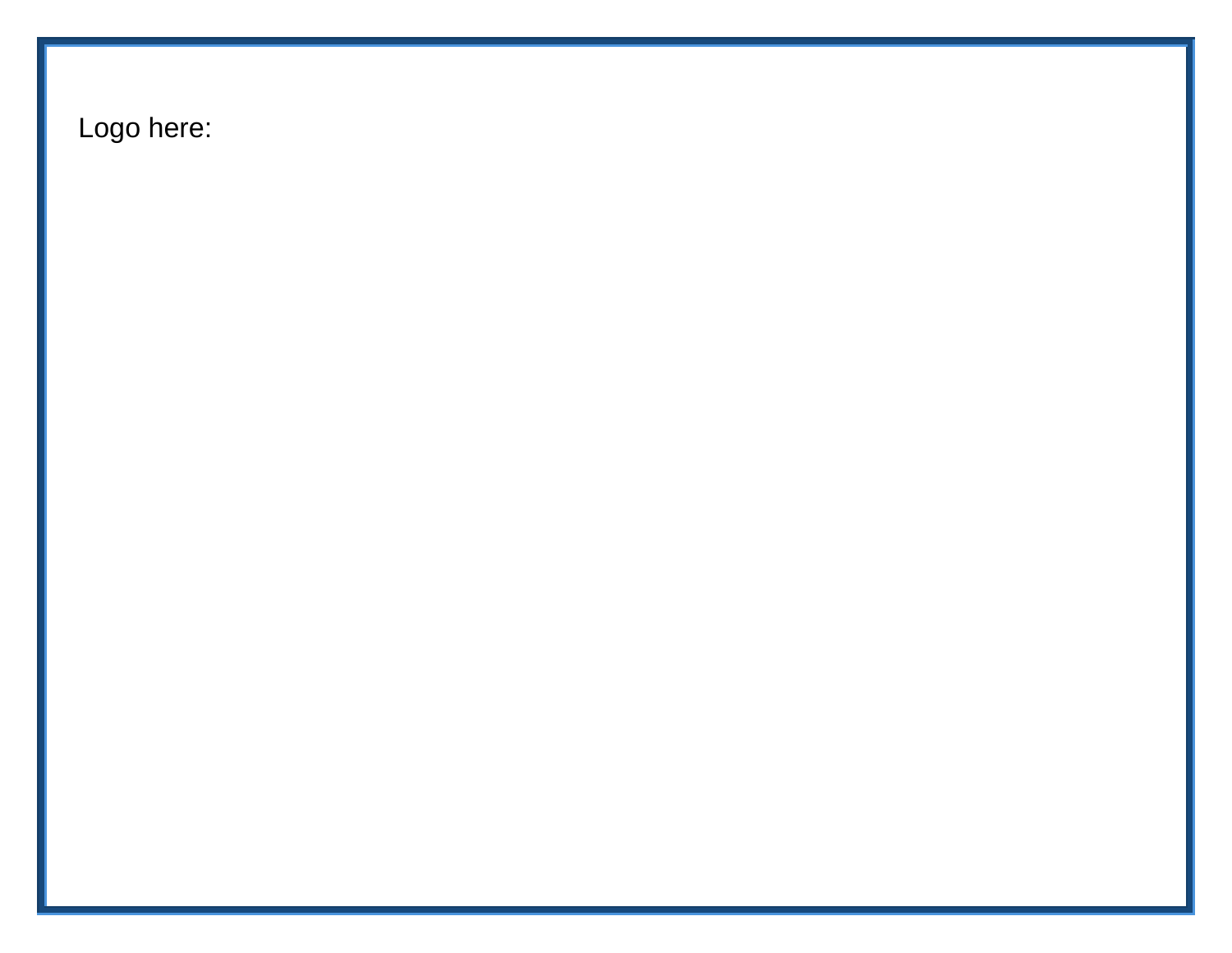Logo here: